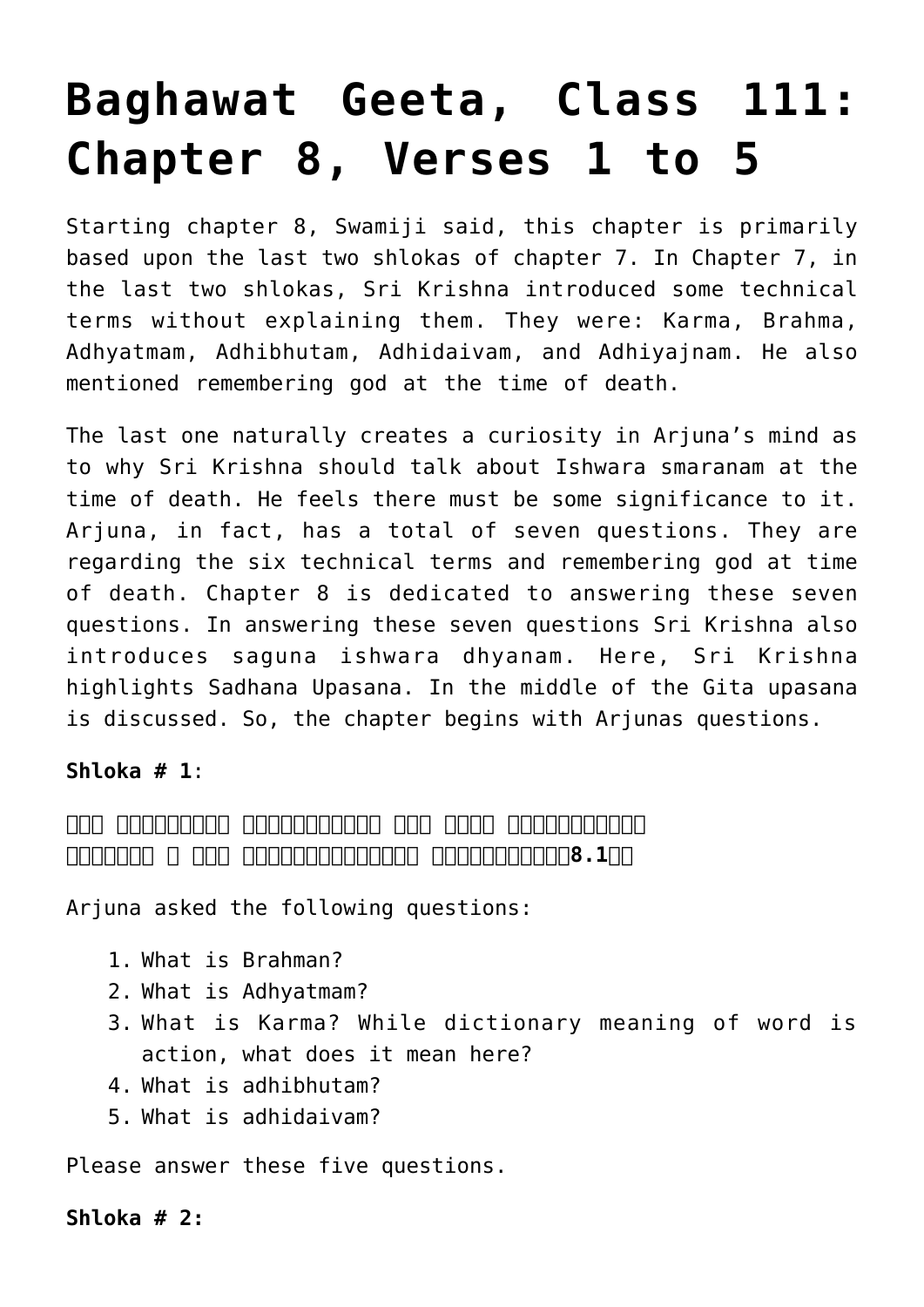# Baghawat Geeta, Class 111: Chapter 8, Verses 1 to 5

Starting chapter 8, Swamiji said, this chapter is primarily based upon the last two shlokas of chapter 7. In Chapter 7, in the last two shlokas, Sri Krishna introduced some technical terms without explaining them. They were: Karma, Brahma, Adhyatmam, Adhibhutam, Adhidaivam, and Adhiyajnam. He also mentioned remembering god at the time of death.

The last one naturally creates a curiosity in Arjuna's mind as to why Sri Krishna should talk about Ishwara smaranam at the time of death. He feels there must be some significance to it. Arjuna, in fact, has a total of seven questions. They are regarding the six technical terms and remembering god at time of death. Chapter 8 is dedicated to answering these seven questions. In answering these seven questions Sri Krishna also introduces saguna ishwara dhyanam. Here, Sri Krishna highlights Sadhana Upasana. In the middle of the Gita upasana is discussed. So, the chapter begins with Arjunas questions.

**Shloka # 1**:

**किं तद्ब्रह्म किमध्यात्मं किं कर्म पुरुषोत्तम**
**अधिभूतं च किं प्रोक्तमधिदैवं किमुच्यते॥8.1॥**

Arjuna asked the following questions:

1. What is Brahman?
2. What is Adhyatmam?
3. What is Karma? While dictionary meaning of word is action, what does it mean here?
4. What is adhibhutam?
5. What is adhidaivam?

Please answer these five questions.

**Shloka # 2:**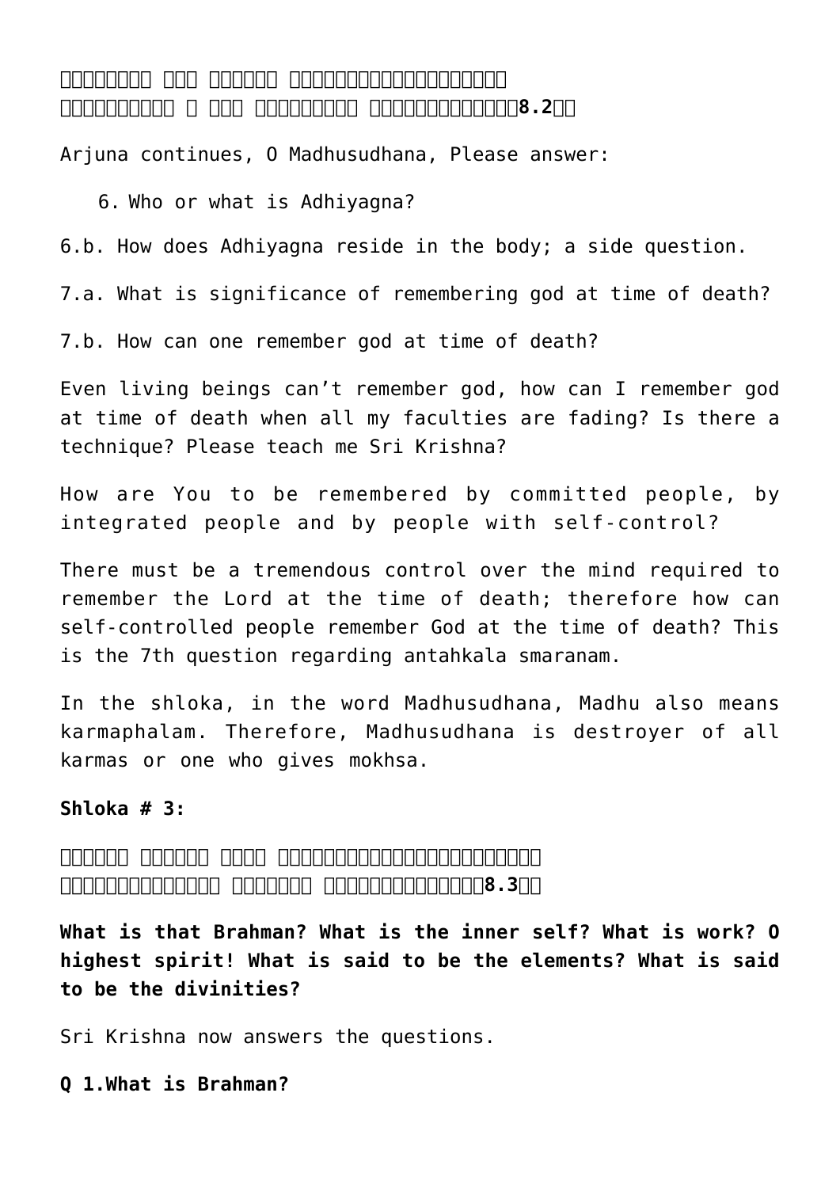□□□□□□□□ □□□ □□□□□□ □□□□□□□□□□□□□□□□□□□
□□□□□□□□□□ □ □□□ □□□□□□□□□ □□□□□□□□□□□□□**8.2**□□

Arjuna continues, O Madhusudhana, Please answer:

6. Who or what is Adhiyagna?

6.b. How does Adhiyagna reside in the body; a side question.

7.a. What is significance of remembering god at time of death?

7.b. How can one remember god at time of death?

Even living beings can't remember god, how can I remember god at time of death when all my faculties are fading? Is there a technique? Please teach me Sri Krishna?

How are You to be remembered by committed people, by integrated people and by people with self-control?

There must be a tremendous control over the mind required to remember the Lord at the time of death; therefore how can self-controlled people remember God at the time of death? This is the 7th question regarding antahkala smaranam.

In the shloka, in the word Madhusudhana, Madhu also means karmaphalam. Therefore, Madhusudhana is destroyer of all karmas or one who gives mokhsa.

**Shloka # 3:**

□□□□□□ □□□□□□ □□□□ □□□□□□□□□□□□□□□□□□□□□□□□□
□□□□□□□□□□□□□ □□□□□□□ □□□□□□□□□□□□□□**8.3**□□

**What is that Brahman? What is the inner self? What is work? O highest spirit! What is said to be the elements? What is said to be the divinities?**

Sri Krishna now answers the questions.

**Q 1.What is Brahman?**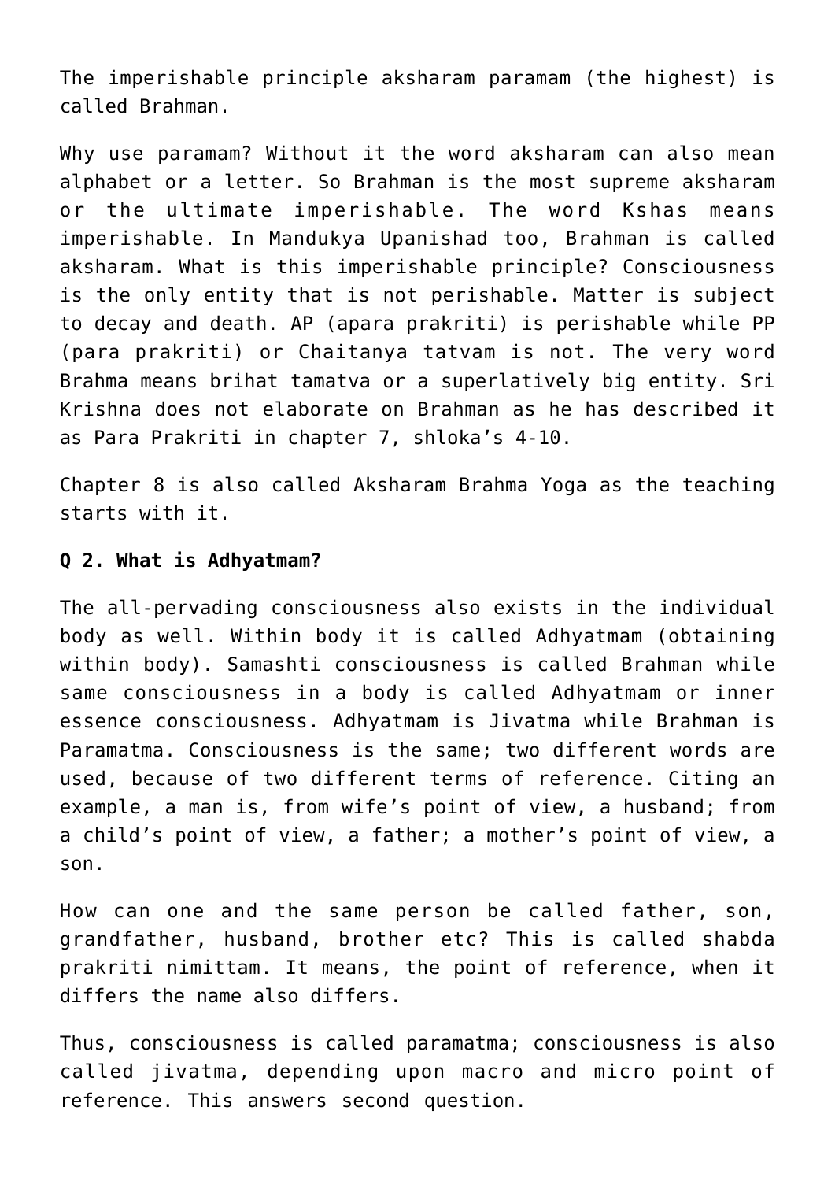The imperishable principle aksharam paramam (the highest) is called Brahman.

Why use paramam? Without it the word aksharam can also mean alphabet or a letter. So Brahman is the most supreme aksharam or the ultimate imperishable. The word Kshas means imperishable. In Mandukya Upanishad too, Brahman is called aksharam. What is this imperishable principle? Consciousness is the only entity that is not perishable. Matter is subject to decay and death. AP (apara prakriti) is perishable while PP (para prakriti) or Chaitanya tatvam is not. The very word Brahma means brihat tamatva or a superlatively big entity. Sri Krishna does not elaborate on Brahman as he has described it as Para Prakriti in chapter 7, shloka's 4-10.

Chapter 8 is also called Aksharam Brahma Yoga as the teaching starts with it.

**Q 2. What is Adhyatmam?**

The all-pervading consciousness also exists in the individual body as well. Within body it is called Adhyatmam (obtaining within body). Samashti consciousness is called Brahman while same consciousness in a body is called Adhyatmam or inner essence consciousness. Adhyatmam is Jivatma while Brahman is Paramatma. Consciousness is the same; two different words are used, because of two different terms of reference. Citing an example, a man is, from wife's point of view, a husband; from a child's point of view, a father; a mother's point of view, a son.

How can one and the same person be called father, son, grandfather, husband, brother etc? This is called shabda prakriti nimittam. It means, the point of reference, when it differs the name also differs.

Thus, consciousness is called paramatma; consciousness is also called jivatma, depending upon macro and micro point of reference. This answers second question.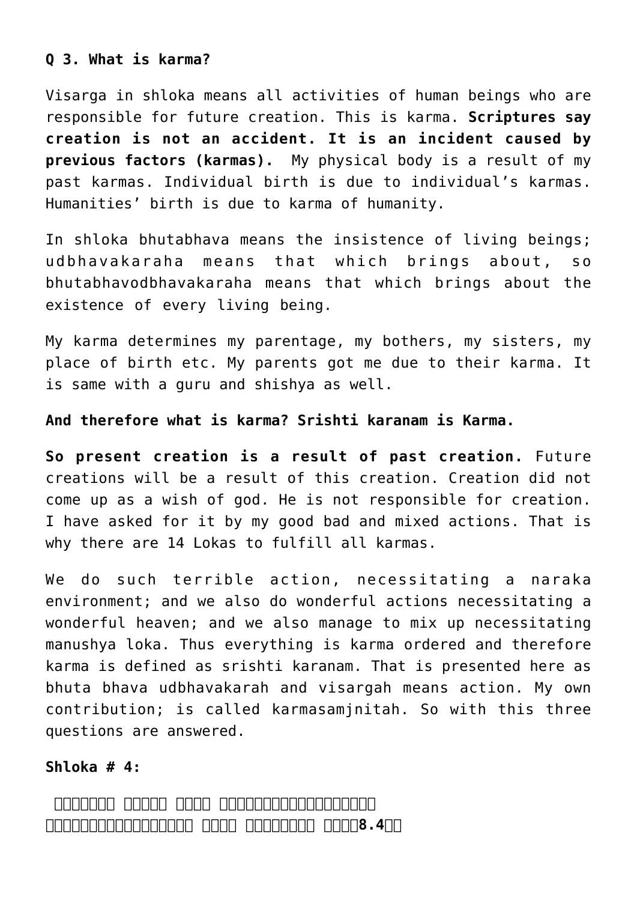**Q 3. What is karma?**

Visarga in shloka means all activities of human beings who are responsible for future creation. This is karma. **Scriptures say creation is not an accident. It is an incident caused by previous factors (karmas).** My physical body is a result of my past karmas. Individual birth is due to individual's karmas. Humanities' birth is due to karma of humanity.

In shloka bhutabhava means the insistence of living beings; udbhavakaraha means that which brings about, so bhutabhavodbhavakaraha means that which brings about the existence of every living being.

My karma determines my parentage, my bothers, my sisters, my place of birth etc. My parents got me due to their karma. It is same with a guru and shishya as well.

**And therefore what is karma? Srishti karanam is Karma.**

**So present creation is a result of past creation.** Future creations will be a result of this creation. Creation did not come up as a wish of god. He is not responsible for creation. I have asked for it by my good bad and mixed actions. That is why there are 14 Lokas to fulfill all karmas.

We do such terrible action, necessitating a naraka environment; and we also do wonderful actions necessitating a wonderful heaven; and we also manage to mix up necessitating manushya loka. Thus everything is karma ordered and therefore karma is defined as srishti karanam. That is presented here as bhuta bhava udbhavakarah and visargah means action. My own contribution; is called karmasamjnitah. So with this three questions are answered.

**Shloka # 4:**

**□□□□□□□ □□□□□ □□□□ □□□□□□□□□□□□□□□□□□**
**□□□□□□□□□□□□□□□□□ □□□□ □□□□□□□□ □□□□8.4□□**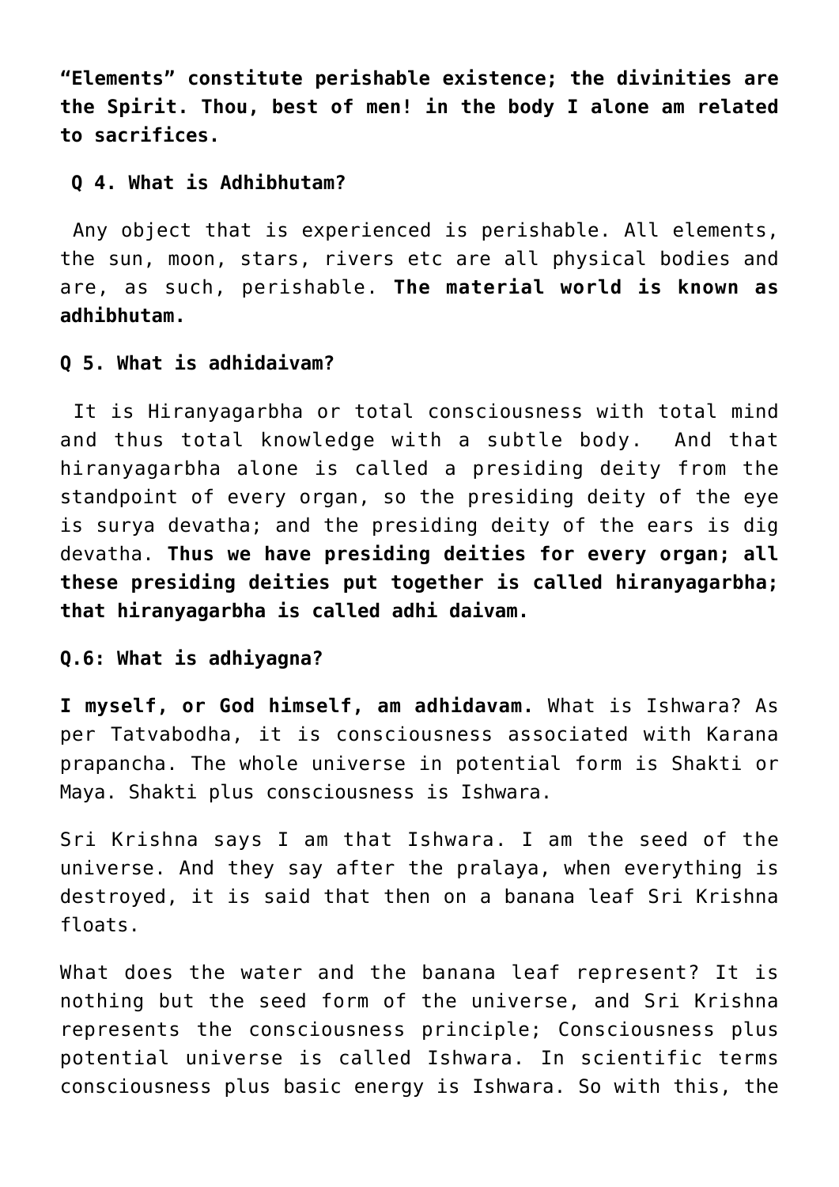**"Elements" constitute perishable existence; the divinities are the Spirit. Thou, best of men! in the body I alone am related to sacrifices.**

**Q 4. What is Adhibhutam?**

Any object that is experienced is perishable. All elements, the sun, moon, stars, rivers etc are all physical bodies and are, as such, perishable. **The material world is known as adhibhutam.**

**Q 5. What is adhidaivam?**

It is Hiranyagarbha or total consciousness with total mind and thus total knowledge with a subtle body. And that hiranyagarbha alone is called a presiding deity from the standpoint of every organ, so the presiding deity of the eye is surya devatha; and the presiding deity of the ears is dig devatha. **Thus we have presiding deities for every organ; all these presiding deities put together is called hiranyagarbha; that hiranyagarbha is called adhi daivam.**

**Q.6: What is adhiyagna?**

**I myself, or God himself, am adhidavam.** What is Ishwara? As per Tatvabodha, it is consciousness associated with Karana prapancha. The whole universe in potential form is Shakti or Maya. Shakti plus consciousness is Ishwara.

Sri Krishna says I am that Ishwara. I am the seed of the universe. And they say after the pralaya, when everything is destroyed, it is said that then on a banana leaf Sri Krishna floats.

What does the water and the banana leaf represent? It is nothing but the seed form of the universe, and Sri Krishna represents the consciousness principle; Consciousness plus potential universe is called Ishwara. In scientific terms consciousness plus basic energy is Ishwara. So with this, the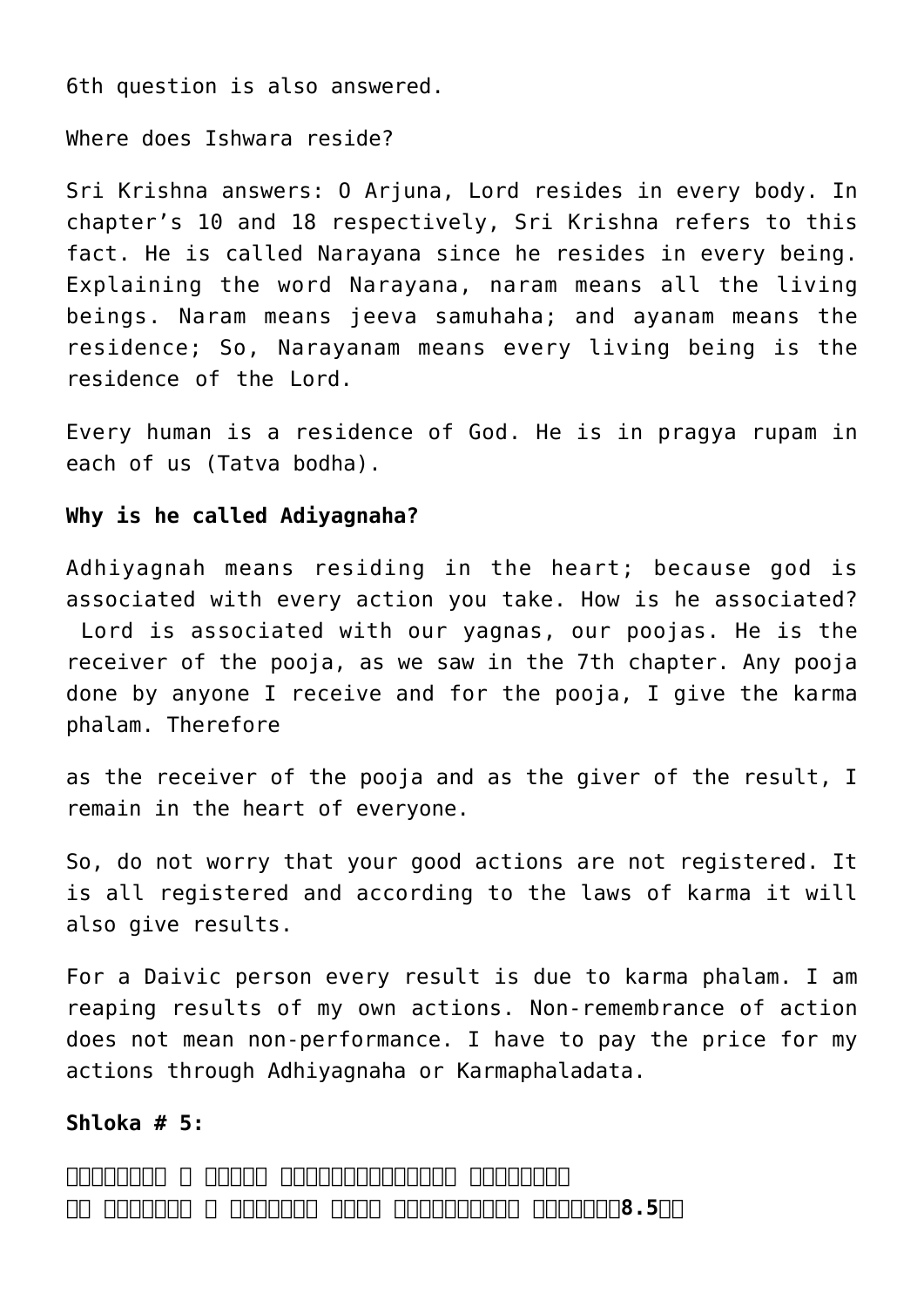6th question is also answered.

Where does Ishwara reside?

Sri Krishna answers: O Arjuna, Lord resides in every body. In chapter's 10 and 18 respectively, Sri Krishna refers to this fact. He is called Narayana since he resides in every being. Explaining the word Narayana, naram means all the living beings. Naram means jeeva samuhaha; and ayanam means the residence; So, Narayanam means every living being is the residence of the Lord.

Every human is a residence of God. He is in pragya rupam in each of us (Tatva bodha).

**Why is he called Adiyagnaha?**

Adhiyagnah means residing in the heart; because god is associated with every action you take. How is he associated? Lord is associated with our yagnas, our poojas. He is the receiver of the pooja, as we saw in the 7th chapter. Any pooja done by anyone I receive and for the pooja, I give the karma phalam. Therefore

as the receiver of the pooja and as the giver of the result, I remain in the heart of everyone.

So, do not worry that your good actions are not registered. It is all registered and according to the laws of karma it will also give results.

For a Daivic person every result is due to karma phalam. I am reaping results of my own actions. Non-remembrance of action does not mean non-performance. I have to pay the price for my actions through Adhiyagnaha or Karmaphaladata.

**Shloka # 5:**

**□□□□□□□□ □ □□□□□ □□□□□□□□□□□□□□ □□□□□□□□**
**□□ □□□□□□□ □ □□□□□□□ □□□□ □□□□□□□□□□□ □□□□□□□8.5□□**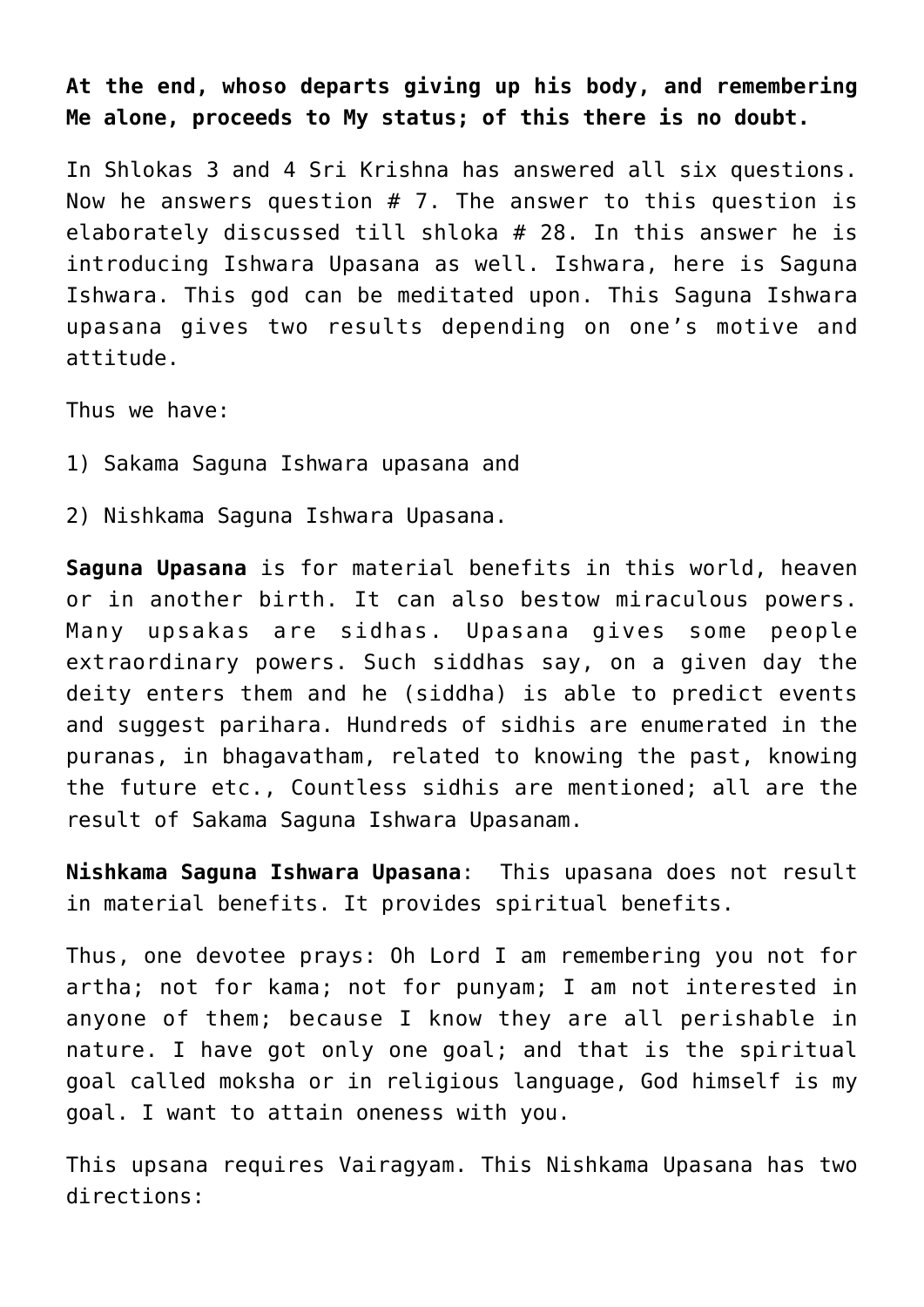**At the end, whoso departs giving up his body, and remembering Me alone, proceeds to My status; of this there is no doubt.**

In Shlokas 3 and 4 Sri Krishna has answered all six questions. Now he answers question # 7. The answer to this question is elaborately discussed till shloka # 28. In this answer he is introducing Ishwara Upasana as well. Ishwara, here is Saguna Ishwara. This god can be meditated upon. This Saguna Ishwara upasana gives two results depending on one's motive and attitude.

Thus we have:

1) Sakama Saguna Ishwara upasana and

2) Nishkama Saguna Ishwara Upasana.

**Saguna Upasana** is for material benefits in this world, heaven or in another birth. It can also bestow miraculous powers. Many upsakas are sidhas. Upasana gives some people extraordinary powers. Such siddhas say, on a given day the deity enters them and he (siddha) is able to predict events and suggest parihara. Hundreds of sidhis are enumerated in the puranas, in bhagavatham, related to knowing the past, knowing the future etc., Countless sidhis are mentioned; all are the result of Sakama Saguna Ishwara Upasanam.

**Nishkama Saguna Ishwara Upasana**: This upasana does not result in material benefits. It provides spiritual benefits.

Thus, one devotee prays: Oh Lord I am remembering you not for artha; not for kama; not for punyam; I am not interested in anyone of them; because I know they are all perishable in nature. I have got only one goal; and that is the spiritual goal called moksha or in religious language, God himself is my goal. I want to attain oneness with you.

This upsana requires Vairagyam. This Nishkama Upasana has two directions: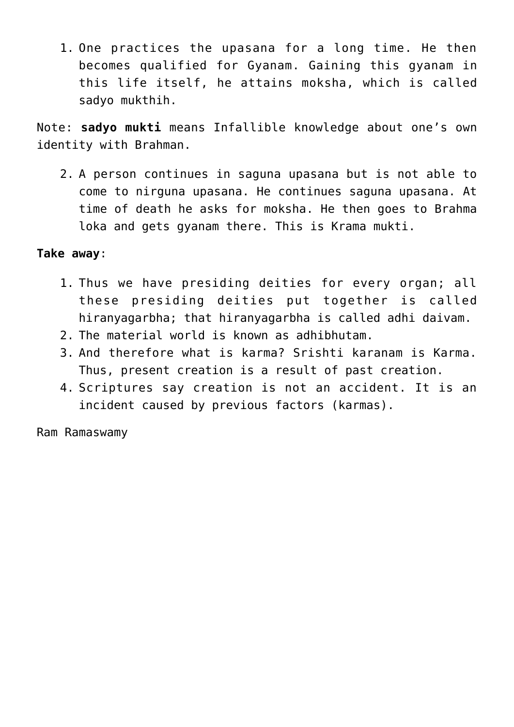1. One practices the upasana for a long time. He then becomes qualified for Gyanam. Gaining this gyanam in this life itself, he attains moksha, which is called sadyo mukthih.

Note: **sadyo mukti** means Infallible knowledge about one's own identity with Brahman.

2. A person continues in saguna upasana but is not able to come to nirguna upasana. He continues saguna upasana. At time of death he asks for moksha. He then goes to Brahma loka and gets gyanam there. This is Krama mukti.

**Take away**:

1. Thus we have presiding deities for every organ; all these presiding deities put together is called hiranyagarbha; that hiranyagarbha is called adhi daivam.
2. The material world is known as adhibhutam.
3. And therefore what is karma? Srishti karanam is Karma. Thus, present creation is a result of past creation.
4. Scriptures say creation is not an accident. It is an incident caused by previous factors (karmas).

Ram Ramaswamy